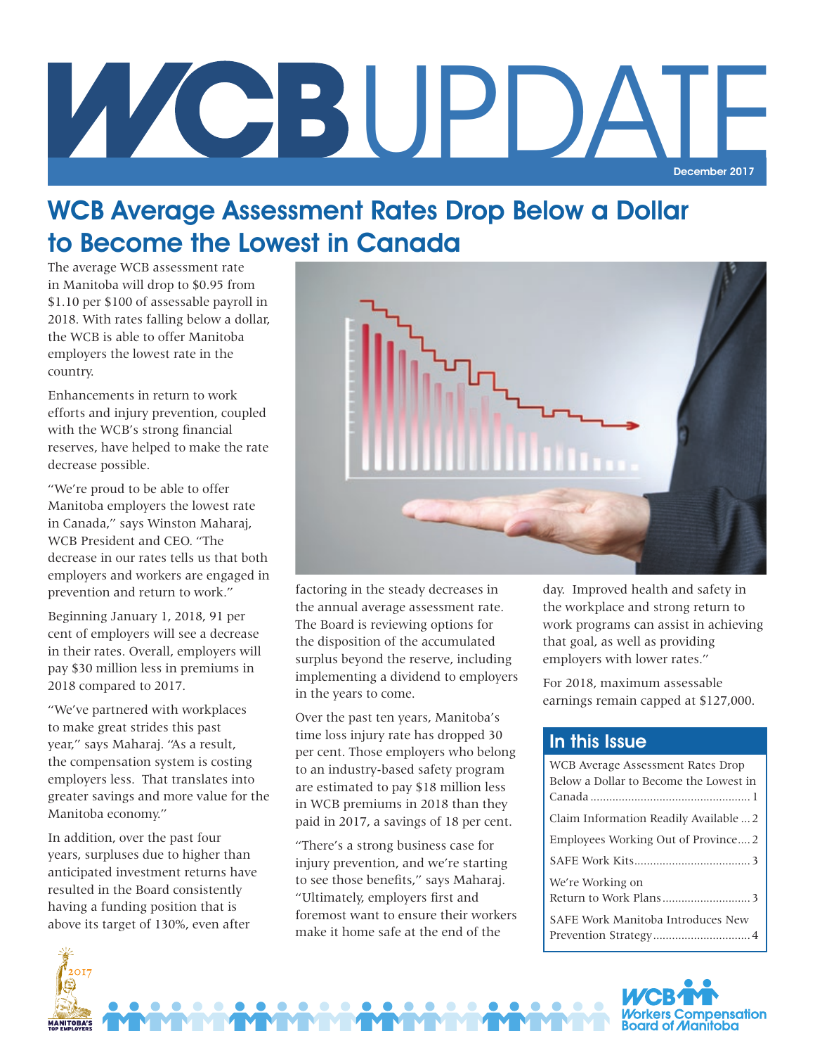# WCB UPDATE

December 2017

## WCB Average Assessment Rates Drop Below a Dollar to Become the Lowest in Canada

The average WCB assessment rate in Manitoba will drop to $0.95 from $1.10 per $100 of assessable payroll in 2018. With rates falling below a dollar, the WCB is able to offer Manitoba employers the lowest rate in the country.

Enhancements in return to work efforts and injury prevention, coupled with the WCB's strong financial reserves, have helped to make the rate decrease possible.

"We're proud to be able to offer Manitoba employers the lowest rate in Canada," says Winston Maharaj, WCB President and CEO. "The decrease in our rates tells us that both employers and workers are engaged in prevention and return to work."

Beginning January 1, 2018, 91 per cent of employers will see a decrease in their rates. Overall, employers will pay $30 million less in premiums in 2018 compared to 2017.

"We've partnered with workplaces to make great strides this past year," says Maharaj. "As a result, the compensation system is costing employers less. That translates into greater savings and more value for the Manitoba economy."

In addition, over the past four years, surpluses due to higher than anticipated investment returns have resulted in the Board consistently having a funding position that is above its target of 130%, even after factoring in the steady decreases in the annual average assessment rate. The Board is reviewing options for the disposition of the accumulated surplus beyond the reserve, including implementing a dividend to employers in the years to come.

Over the past ten years, Manitoba's time loss injury rate has dropped 30 per cent. Those employers who belong to an industry-based safety program are estimated to pay $18 million less in WCB premiums in 2018 than they paid in 2017, a savings of 18 per cent.

"There's a strong business case for injury prevention, and we're starting to see those benefits," says Maharaj. "Ultimately, employers first and foremost want to ensure their workers make it home safe at the end of the day. Improved health and safety in the workplace and strong return to work programs can assist in achieving that goal, as well as providing employers with lower rates."

For 2018, maximum assessable earnings remain capped at $127,000.

## In this Issue

- WCB Average Assessment Rates Drop Below a Dollar to Become the Lowest in Canada ........ 1
- Claim Information Readily Available ... 2
- Employees Working Out of Province.... 2
- SAFE Work Kits ........ 3
- We're Working on Return to Work Plans ........ 3
- SAFE Work Manitoba Introduces New Prevention Strategy ........ 4

Workers Compensation Board of Manitoba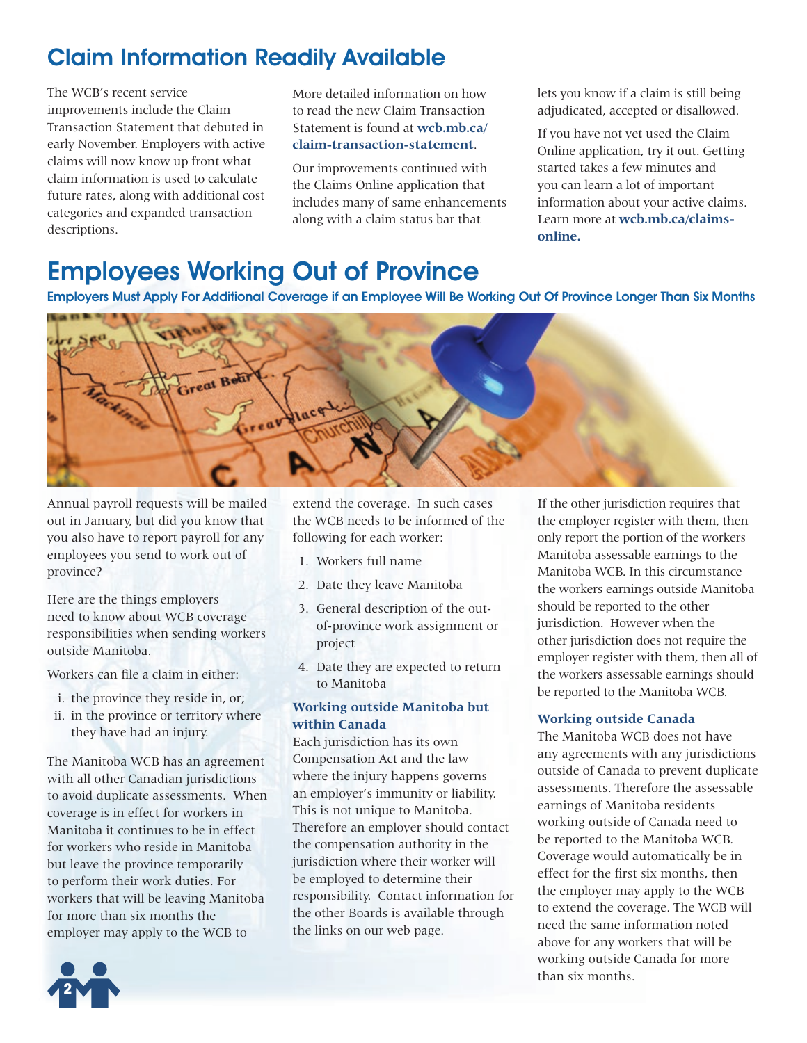## Claim Information Readily Available

The WCB's recent service improvements include the Claim Transaction Statement that debuted in early November. Employers with active claims will now know up front what claim information is used to calculate future rates, along with additional cost categories and expanded transaction descriptions.

More detailed information on how to read the new Claim Transaction Statement is found at **wcb.mb.ca/claim-transaction-statement**.

Our improvements continued with the Claims Online application that includes many of same enhancements along with a claim status bar that lets you know if a claim is still being adjudicated, accepted or disallowed.

If you have not yet used the Claim Online application, try it out. Getting started takes a few minutes and you can learn a lot of important information about your active claims. Learn more at **wcb.mb.ca/claims-online.**

## Employees Working Out of Province

### Employers Must Apply For Additional Coverage if an Employee Will Be Working Out Of Province Longer Than Six Months

Annual payroll requests will be mailed out in January, but did you know that you also have to report payroll for any employees you send to work out of province?

Here are the things employers need to know about WCB coverage responsibilities when sending workers outside Manitoba.

Workers can file a claim in either:

i. the province they reside in, or;
ii. in the province or territory where they have had an injury.

The Manitoba WCB has an agreement with all other Canadian jurisdictions to avoid duplicate assessments. When coverage is in effect for workers in Manitoba it continues to be in effect for workers who reside in Manitoba but leave the province temporarily to perform their work duties. For workers that will be leaving Manitoba for more than six months the employer may apply to the WCB to extend the coverage. In such cases the WCB needs to be informed of the following for each worker:

1. Workers full name
2. Date they leave Manitoba
3. General description of the out-of-province work assignment or project
4. Date they are expected to return to Manitoba

### Working outside Manitoba but within Canada

Each jurisdiction has its own Compensation Act and the law where the injury happens governs an employer's immunity or liability. This is not unique to Manitoba. Therefore an employer should contact the compensation authority in the jurisdiction where their worker will be employed to determine their responsibility. Contact information for the other Boards is available through the links on our web page.

If the other jurisdiction requires that the employer register with them, then only report the portion of the workers Manitoba assessable earnings to the Manitoba WCB. In this circumstance the workers earnings outside Manitoba should be reported to the other jurisdiction. However when the other jurisdiction does not require the employer register with them, then all of the workers assessable earnings should be reported to the Manitoba WCB.

### Working outside Canada

The Manitoba WCB does not have any agreements with any jurisdictions outside of Canada to prevent duplicate assessments. Therefore the assessable earnings of Manitoba residents working outside of Canada need to be reported to the Manitoba WCB. Coverage would automatically be in effect for the first six months, then the employer may apply to the WCB to extend the coverage. The WCB will need the same information noted above for any workers that will be working outside Canada for more than six months.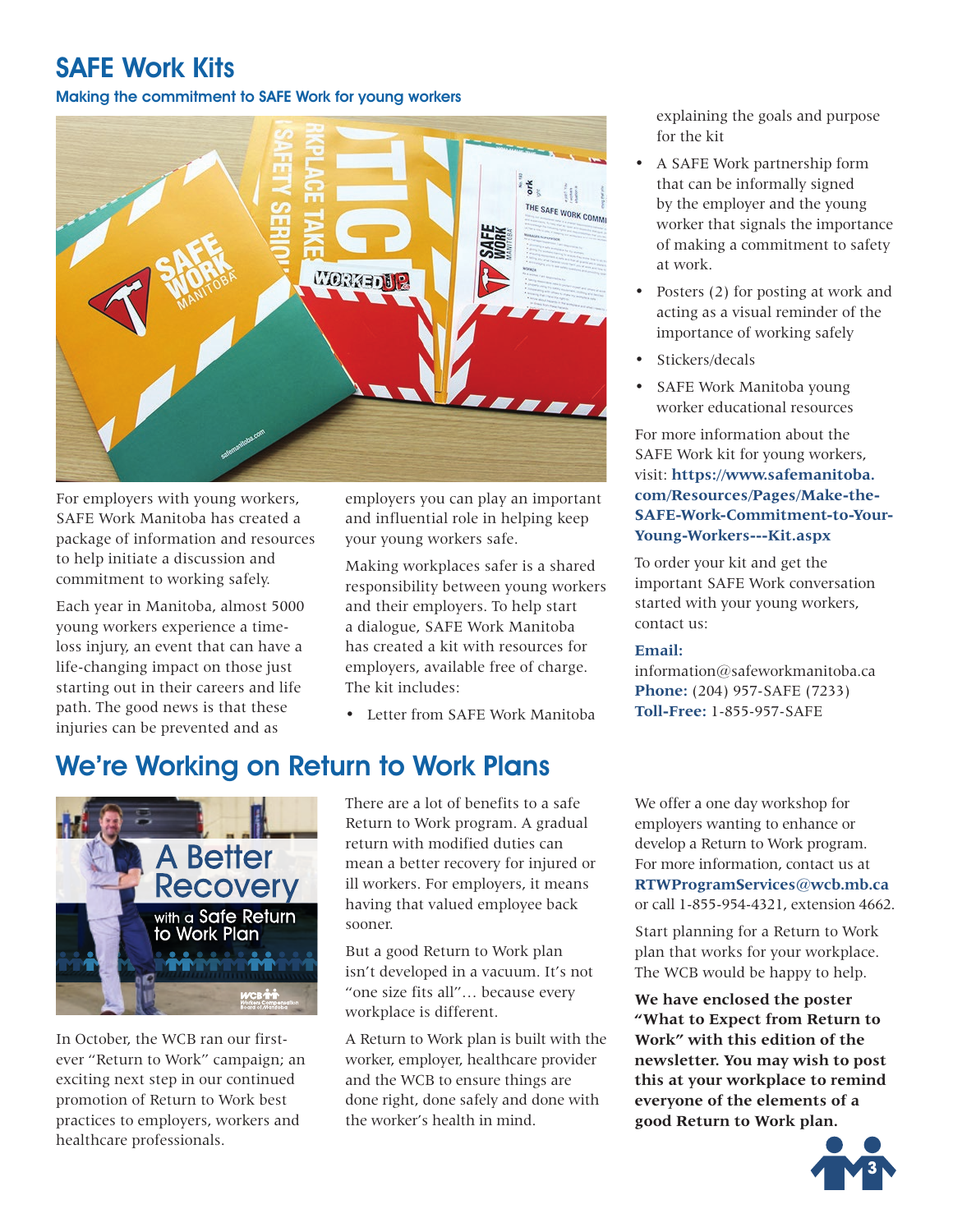## SAFE Work Kits

**Making the commitment to SAFE Work for young workers**

For employers with young workers, SAFE Work Manitoba has created a package of information and resources to help initiate a discussion and commitment to working safely.

Each year in Manitoba, almost 5000 young workers experience a time-loss injury, an event that can have a life-changing impact on those just starting out in their careers and life path. The good news is that these injuries can be prevented and as employers you can play an important and influential role in helping keep your young workers safe.

Making workplaces safer is a shared responsibility between young workers and their employers. To help start a dialogue, SAFE Work Manitoba has created a kit with resources for employers, available free of charge. The kit includes:

- Letter from SAFE Work Manitoba explaining the goals and purpose for the kit
- A SAFE Work partnership form that can be informally signed by the employer and the young worker that signals the importance of making a commitment to safety at work.
- Posters (2) for posting at work and acting as a visual reminder of the importance of working safely
- Stickers/decals
- SAFE Work Manitoba young worker educational resources

For more information about the SAFE Work kit for young workers, visit: **https://www.safemanitoba.com/Resources/Pages/Make-the-SAFE-Work-Commitment-to-Your-Young-Workers---Kit.aspx**

To order your kit and get the important SAFE Work conversation started with your young workers, contact us:

**Email:** information@safeworkmanitoba.ca
**Phone:** (204) 957-SAFE (7233)
**Toll-Free:** 1-855-957-SAFE

## We're Working on Return to Work Plans

In October, the WCB ran our first-ever "Return to Work" campaign; an exciting next step in our continued promotion of Return to Work best practices to employers, workers and healthcare professionals.

There are a lot of benefits to a safe Return to Work program. A gradual return with modified duties can mean a better recovery for injured or ill workers. For employers, it means having that valued employee back sooner.

But a good Return to Work plan isn't developed in a vacuum. It's not "one size fits all"… because every workplace is different.

A Return to Work plan is built with the worker, employer, healthcare provider and the WCB to ensure things are done right, done safely and done with the worker's health in mind.

We offer a one day workshop for employers wanting to enhance or develop a Return to Work program. For more information, contact us at **RTWProgramServices@wcb.mb.ca** or call 1-855-954-4321, extension 4662.

Start planning for a Return to Work plan that works for your workplace. The WCB would be happy to help.

**We have enclosed the poster "What to Expect from Return to Work" with this edition of the newsletter. You may wish to post this at your workplace to remind everyone of the elements of a good Return to Work plan.**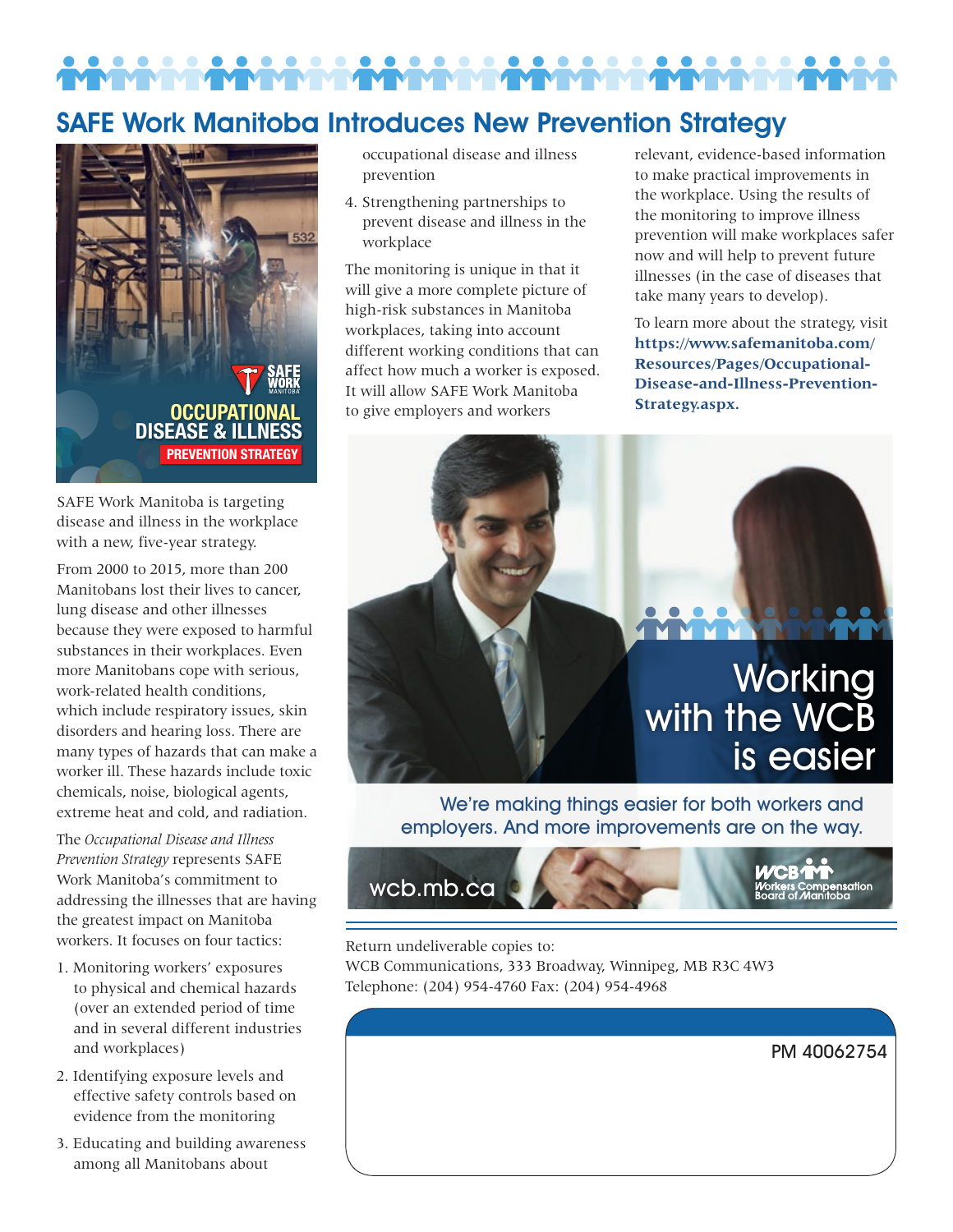## SAFE Work Manitoba Introduces New Prevention Strategy

SAFE Work Manitoba is targeting disease and illness in the workplace with a new, five-year strategy.

From 2000 to 2015, more than 200 Manitobans lost their lives to cancer, lung disease and other illnesses because they were exposed to harmful substances in their workplaces. Even more Manitobans cope with serious, work-related health conditions, which include respiratory issues, skin disorders and hearing loss. There are many types of hazards that can make a worker ill. These hazards include toxic chemicals, noise, biological agents, extreme heat and cold, and radiation.

The *Occupational Disease and Illness Prevention Strategy* represents SAFE Work Manitoba's commitment to addressing the illnesses that are having the greatest impact on Manitoba workers. It focuses on four tactics:

1. Monitoring workers' exposures to physical and chemical hazards (over an extended period of time and in several different industries and workplaces)
2. Identifying exposure levels and effective safety controls based on evidence from the monitoring
3. Educating and building awareness among all Manitobans about occupational disease and illness prevention
4. Strengthening partnerships to prevent disease and illness in the workplace

The monitoring is unique in that it will give a more complete picture of high-risk substances in Manitoba workplaces, taking into account different working conditions that can affect how much a worker is exposed. It will allow SAFE Work Manitoba to give employers and workers relevant, evidence-based information to make practical improvements in the workplace. Using the results of the monitoring to improve illness prevention will make workplaces safer now and will help to prevent future illnesses (in the case of diseases that take many years to develop).

To learn more about the strategy, visit **https://www.safemanitoba.com/Resources/Pages/Occupational-Disease-and-Illness-Prevention-Strategy.aspx.**

Working with the WCB is easier

We're making things easier for both workers and employers. And more improvements are on the way.

wcb.mb.ca

Workers Compensation Board of Manitoba

Return undeliverable copies to:
WCB Communications, 333 Broadway, Winnipeg, MB R3C 4W3
Telephone: (204) 954-4760 Fax: (204) 954-4968

PM 40062754